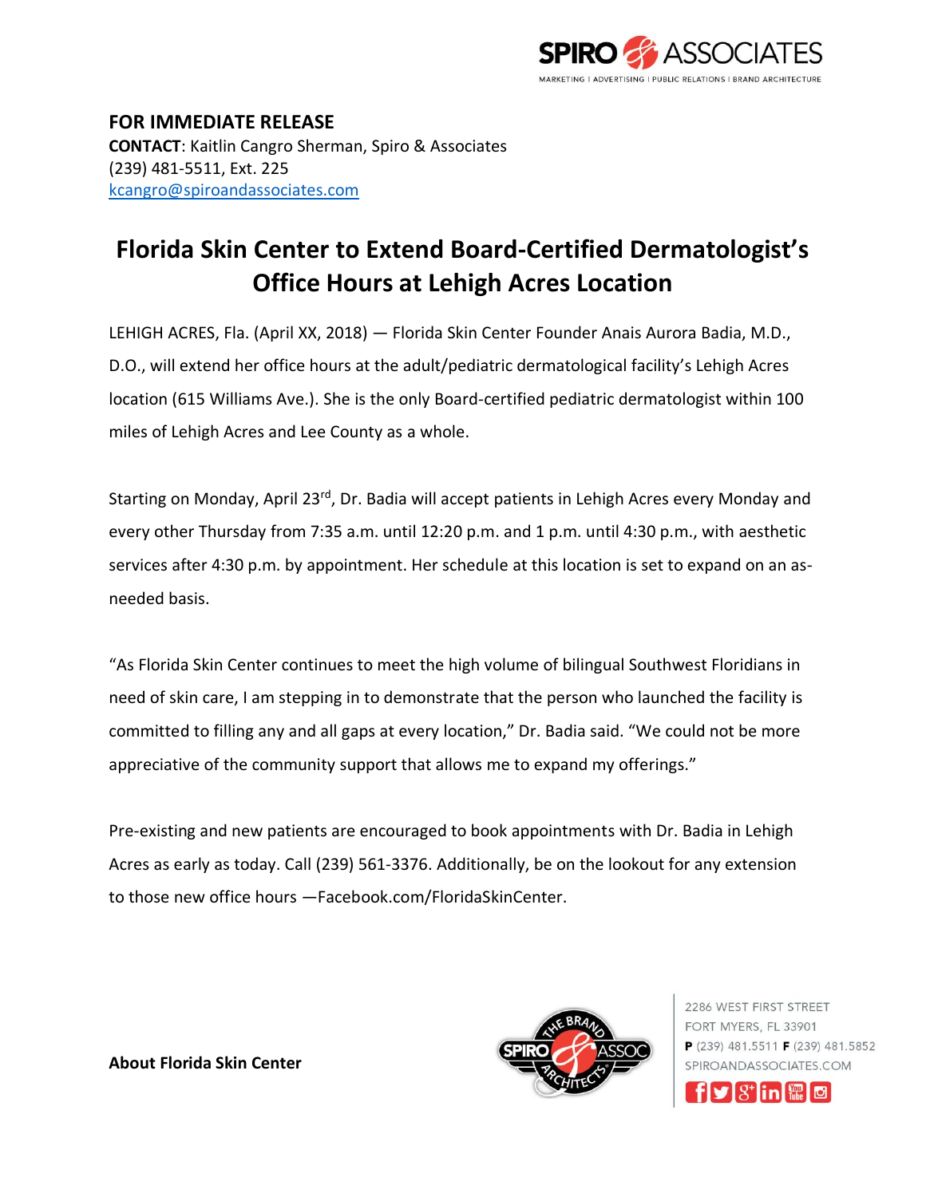**FOR IMMEDIATE RELEASE**
**CONTACT**: Kaitlin Cangro Sherman, Spiro & Associates
(239) 481-5511, Ext. 225
kcangro@spiroandassociates.com

# Florida Skin Center to Extend Board-Certified Dermatologist's Office Hours at Lehigh Acres Location

LEHIGH ACRES, Fla. (April XX, 2018) — Florida Skin Center Founder Anais Aurora Badia, M.D., D.O., will extend her office hours at the adult/pediatric dermatological facility's Lehigh Acres location (615 Williams Ave.). She is the only Board-certified pediatric dermatologist within 100 miles of Lehigh Acres and Lee County as a whole.

Starting on Monday, April 23rd, Dr. Badia will accept patients in Lehigh Acres every Monday and every other Thursday from 7:35 a.m. until 12:20 p.m. and 1 p.m. until 4:30 p.m., with aesthetic services after 4:30 p.m. by appointment. Her schedule at this location is set to expand on an as-needed basis.

"As Florida Skin Center continues to meet the high volume of bilingual Southwest Floridians in need of skin care, I am stepping in to demonstrate that the person who launched the facility is committed to filling any and all gaps at every location," Dr. Badia said. "We could not be more appreciative of the community support that allows me to expand my offerings."

Pre-existing and new patients are encouraged to book appointments with Dr. Badia in Lehigh Acres as early as today. Call (239) 561-3376. Additionally, be on the lookout for any extension to those new office hours —Facebook.com/FloridaSkinCenter.

**About Florida Skin Center**

2286 WEST FIRST STREET
FORT MYERS, FL 33901
**P** (239) 481.5511 **F** (239) 481.5852
SPIROANDASSOCIATES.COM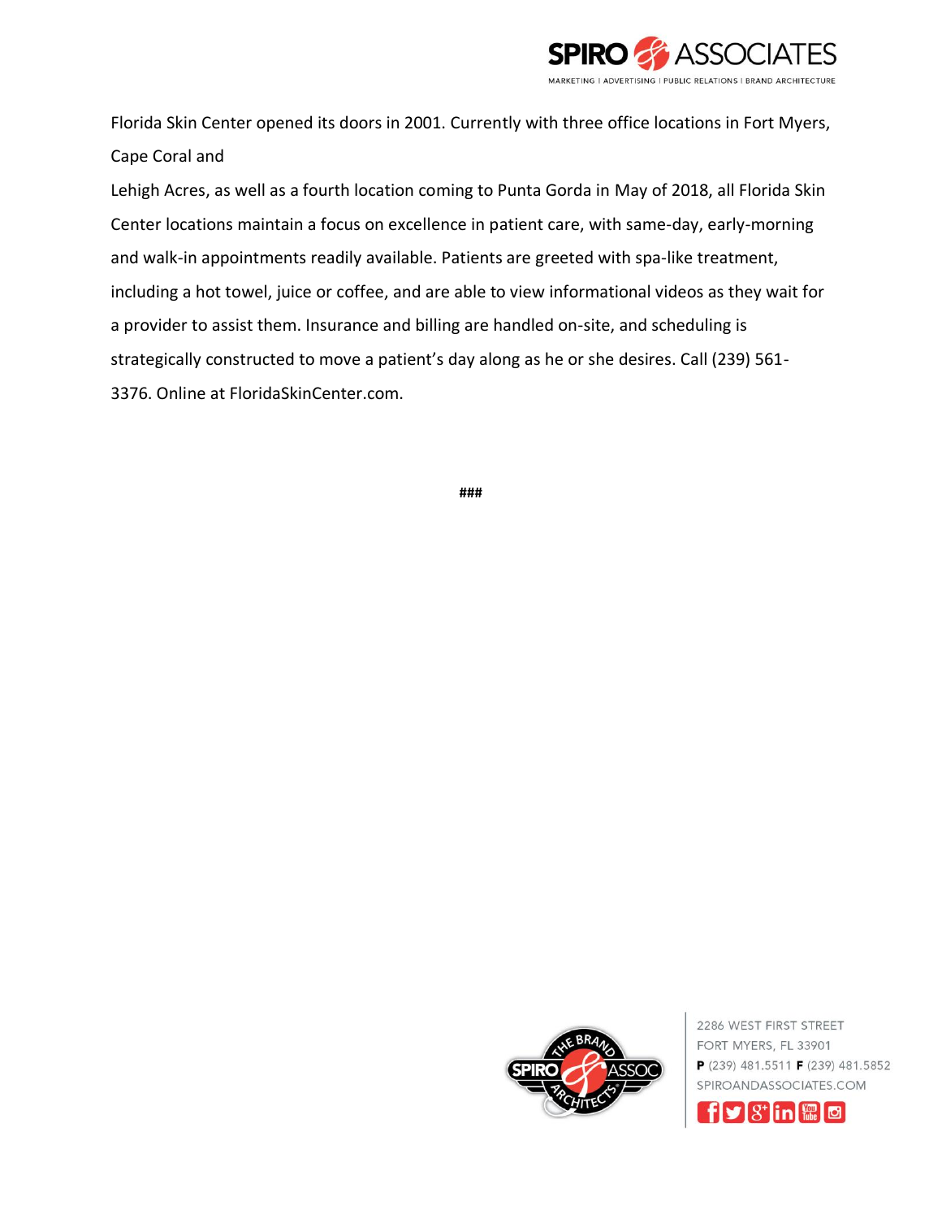Florida Skin Center opened its doors in 2001. Currently with three office locations in Fort Myers, Cape Coral and Lehigh Acres, as well as a fourth location coming to Punta Gorda in May of 2018, all Florida Skin Center locations maintain a focus on excellence in patient care, with same-day, early-morning and walk-in appointments readily available. Patients are greeted with spa-like treatment, including a hot towel, juice or coffee, and are able to view informational videos as they wait for a provider to assist them. Insurance and billing are handled on-site, and scheduling is strategically constructed to move a patient's day along as he or she desires. Call (239) 561-3376. Online at FloridaSkinCenter.com.

###